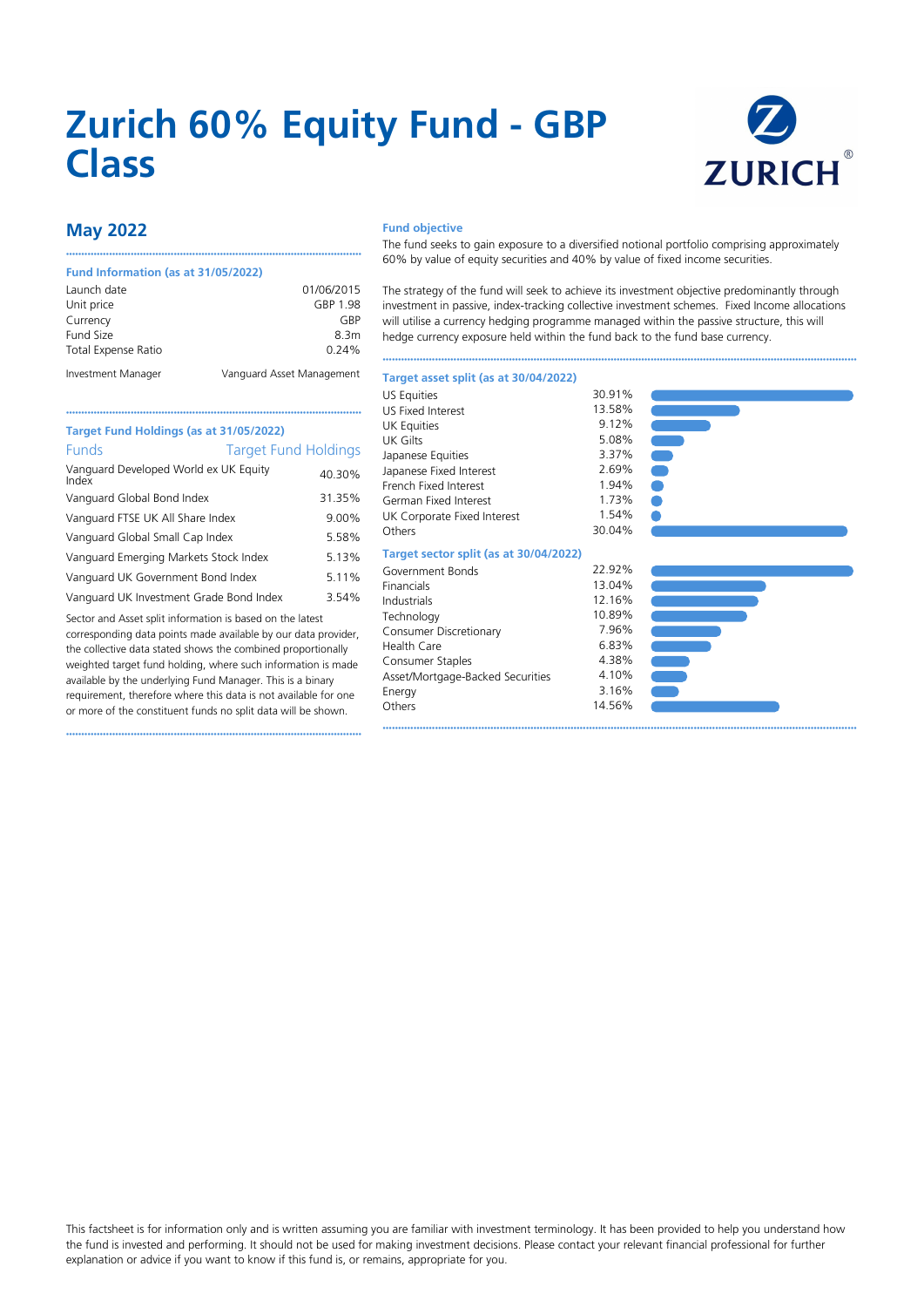# Zurich 60% Equity Fund - GBP Class

## May 2022

### Fund Information (as at 31/05/2022)

| | |
|---|---|
| Launch date | 01/06/2015 |
| Unit price | GBP 1.98 |
| Currency | GBP |
| Fund Size | 8.3m |
| Total Expense Ratio | 0.24% |
| Investment Manager | Vanguard Asset Management |

### Target Fund Holdings (as at 31/05/2022)

| Funds | Target Fund Holdings |
|---|---|
| Vanguard Developed World ex UK Equity Index | 40.30% |
| Vanguard Global Bond Index | 31.35% |
| Vanguard FTSE UK All Share Index | 9.00% |
| Vanguard Global Small Cap Index | 5.58% |
| Vanguard Emerging Markets Stock Index | 5.13% |
| Vanguard UK Government Bond Index | 5.11% |
| Vanguard UK Investment Grade Bond Index | 3.54% |

Sector and Asset split information is based on the latest corresponding data points made available by our data provider, the collective data stated shows the combined proportionally weighted target fund holding, where such information is made available by the underlying Fund Manager. This is a binary requirement, therefore where this data is not available for one or more of the constituent funds no split data will be shown.

### Fund objective

The fund seeks to gain exposure to a diversified notional portfolio comprising approximately 60% by value of equity securities and 40% by value of fixed income securities.

The strategy of the fund will seek to achieve its investment objective predominantly through investment in passive, index-tracking collective investment schemes. Fixed Income allocations will utilise a currency hedging programme managed within the passive structure, this will hedge currency exposure held within the fund back to the fund base currency.

### Target asset split (as at 30/04/2022)

| | |
|---|---|
| US Equities | 30.91% |
| US Fixed Interest | 13.58% |
| UK Equities | 9.12% |
| UK Gilts | 5.08% |
| Japanese Equities | 3.37% |
| Japanese Fixed Interest | 2.69% |
| French Fixed Interest | 1.94% |
| German Fixed Interest | 1.73% |
| UK Corporate Fixed Interest | 1.54% |
| Others | 30.04% |

### Target sector split (as at 30/04/2022)

| | |
|---|---|
| Government Bonds | 22.92% |
| Financials | 13.04% |
| Industrials | 12.16% |
| Technology | 10.89% |
| Consumer Discretionary | 7.96% |
| Health Care | 6.83% |
| Consumer Staples | 4.38% |
| Asset/Mortgage-Backed Securities | 4.10% |
| Energy | 3.16% |
| Others | 14.56% |

This factsheet is for information only and is written assuming you are familiar with investment terminology. It has been provided to help you understand how the fund is invested and performing. It should not be used for making investment decisions. Please contact your relevant financial professional for further explanation or advice if you want to know if this fund is, or remains, appropriate for you.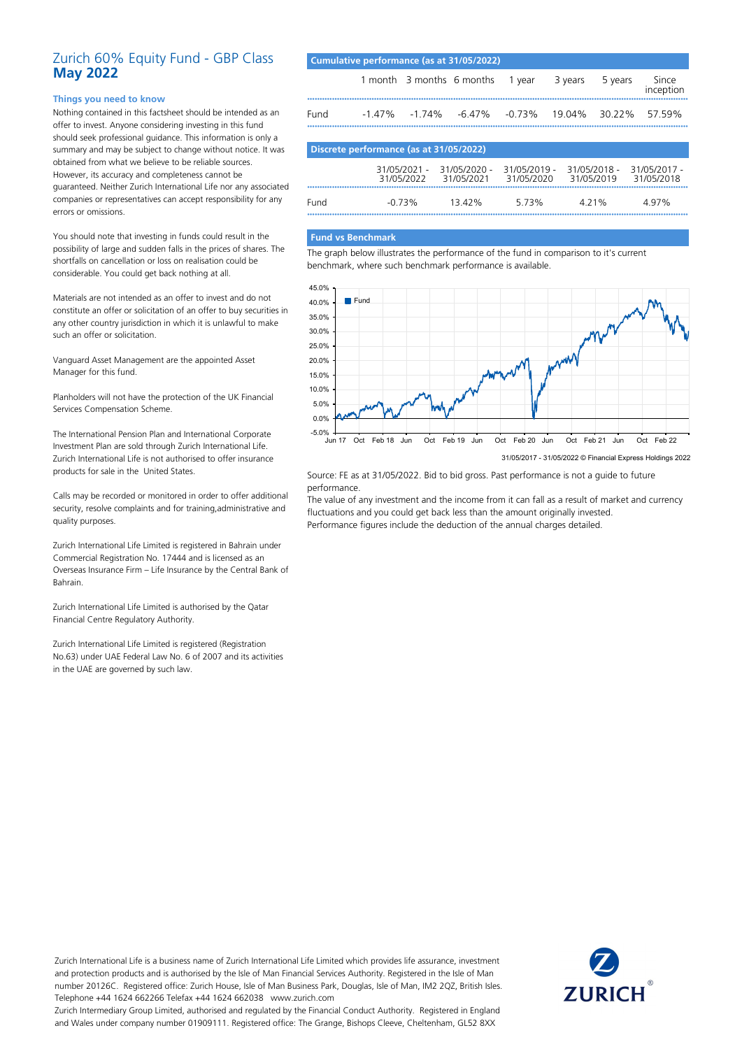# Zurich 60% Equity Fund - GBP Class
## May 2022

### Things you need to know

Nothing contained in this factsheet should be intended as an offer to invest. Anyone considering investing in this fund should seek professional guidance. This information is only a summary and may be subject to change without notice. It was obtained from what we believe to be reliable sources. However, its accuracy and completeness cannot be guaranteed. Neither Zurich International Life nor any associated companies or representatives can accept responsibility for any errors or omissions.

You should note that investing in funds could result in the possibility of large and sudden falls in the prices of shares. The shortfalls on cancellation or loss on realisation could be considerable. You could get back nothing at all.

Materials are not intended as an offer to invest and do not constitute an offer or solicitation of an offer to buy securities in any other country jurisdiction in which it is unlawful to make such an offer or solicitation.

Vanguard Asset Management are the appointed Asset Manager for this fund.

Planholders will not have the protection of the UK Financial Services Compensation Scheme.

The International Pension Plan and International Corporate Investment Plan are sold through Zurich International Life. Zurich International Life is not authorised to offer insurance products for sale in the United States.

Calls may be recorded or monitored in order to offer additional security, resolve complaints and for training,administrative and quality purposes.

Zurich International Life Limited is registered in Bahrain under Commercial Registration No. 17444 and is licensed as an Overseas Insurance Firm – Life Insurance by the Central Bank of Bahrain.

Zurich International Life Limited is authorised by the Qatar Financial Centre Regulatory Authority.

Zurich International Life Limited is registered (Registration No.63) under UAE Federal Law No. 6 of 2007 and its activities in the UAE are governed by such law.

### Cumulative performance (as at 31/05/2022)

| | 1 month | 3 months | 6 months | 1 year | 3 years | 5 years | Since inception |
|---|---|---|---|---|---|---|---|
| Fund | -1.47% | -1.74% | -6.47% | -0.73% | 19.04% | 30.22% | 57.59% |

### Discrete performance (as at 31/05/2022)

| | 31/05/2021 - 31/05/2022 | 31/05/2020 - 31/05/2021 | 31/05/2019 - 31/05/2020 | 31/05/2018 - 31/05/2019 | 31/05/2017 - 31/05/2018 |
|---|---|---|---|---|---|
| Fund | -0.73% | 13.42% | 5.73% | 4.21% | 4.97% |

### Fund vs Benchmark

The graph below illustrates the performance of the fund in comparison to it's current benchmark, where such benchmark performance is available.

Fund

45.0%
40.0%
35.0%
30.0%
25.0%
20.0%
15.0%
10.0%
5.0%
0.0%
-5.0%

Jun 17 Oct Feb 18 Jun Oct Feb 19 Jun Oct Feb 20 Jun Oct Feb 21 Jun Oct Feb 22

31/05/2017 - 31/05/2022 © Financial Express Holdings 2022

Source: FE as at 31/05/2022. Bid to bid gross. Past performance is not a guide to future performance.
The value of any investment and the income from it can fall as a result of market and currency fluctuations and you could get back less than the amount originally invested.
Performance figures include the deduction of the annual charges detailed.

Zurich International Life is a business name of Zurich International Life Limited which provides life assurance, investment and protection products and is authorised by the Isle of Man Financial Services Authority. Registered in the Isle of Man number 20126C. Registered office: Zurich House, Isle of Man Business Park, Douglas, Isle of Man, IM2 2QZ, British Isles. Telephone +44 1624 662266 Telefax +44 1624 662038 www.zurich.com
Zurich Intermediary Group Limited, authorised and regulated by the Financial Conduct Authority. Registered in England and Wales under company number 01909111. Registered office: The Grange, Bishops Cleeve, Cheltenham, GL52 8XX

ZURICH®